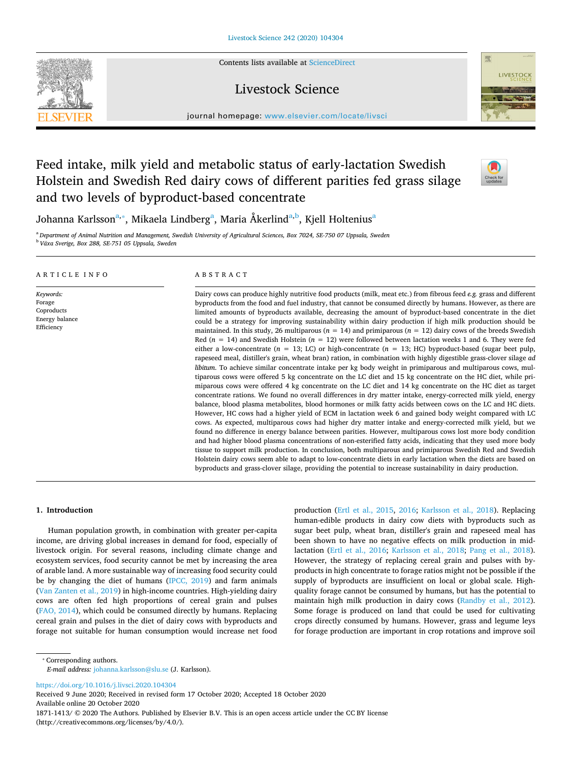# Feed intake, milk yield and metabolic status of early-lactation Swedish Holstein and Swedish Red dairy cows of different parities fed grass silage and two levels of byproduct-based concentrate

Johanna Karlsson[a,*], Mikaela Lindberg[a], Maria Åkerlind[a,b], Kjell Holtenius[a]

[a] *Department of Animal Nutrition and Management, Swedish University of Agricultural Sciences, Box 7024, SE-750 07 Uppsala, Sweden*
[b] *Växa Sverige, Box 288, SE-751 05 Uppsala, Sweden*

## ARTICLE INFO

*Keywords:*
Forage
Coproducts
Energy balance
Efficiency

## ABSTRACT

Dairy cows can produce highly nutritive food products (milk, meat etc.) from fibrous feed *e.g.* grass and different byproducts from the food and fuel industry, that cannot be consumed directly by humans. However, as there are limited amounts of byproducts available, decreasing the amount of byproduct-based concentrate in the diet could be a strategy for improving sustainability within dairy production if high milk production should be maintained. In this study, 26 multiparous ($n = 14$) and primiparous ($n = 12$) dairy cows of the breeds Swedish Red ($n = 14$) and Swedish Holstein ($n = 12$) were followed between lactation weeks 1 and 6. They were fed either a low-concentrate ($n = 13$; LC) or high-concentrate ($n = 13$; HC) byproduct-based (sugar beet pulp, rapeseed meal, distiller's grain, wheat bran) ration, in combination with highly digestible grass-clover silage *ad libitum*. To achieve similar concentrate intake per kg body weight in primiparous and multiparous cows, multiparous cows were offered 5 kg concentrate on the LC diet and 15 kg concentrate on the HC diet, while primiparous cows were offered 4 kg concentrate on the LC diet and 14 kg concentrate on the HC diet as target concentrate rations. We found no overall differences in dry matter intake, energy-corrected milk yield, energy balance, blood plasma metabolites, blood hormones or milk fatty acids between cows on the LC and HC diets. However, HC cows had a higher yield of ECM in lactation week 6 and gained body weight compared with LC cows. As expected, multiparous cows had higher dry matter intake and energy-corrected milk yield, but we found no difference in energy balance between parities. However, multiparous cows lost more body condition and had higher blood plasma concentrations of non-esterified fatty acids, indicating that they used more body tissue to support milk production. In conclusion, both multiparous and primiparous Swedish Red and Swedish Holstein dairy cows seem able to adapt to low-concentrate diets in early lactation when the diets are based on byproducts and grass-clover silage, providing the potential to increase sustainability in dairy production.

## 1. Introduction

Human population growth, in combination with greater per-capita income, are driving global increases in demand for food, especially of livestock origin. For several reasons, including climate change and ecosystem services, food security cannot be met by increasing the area of arable land. A more sustainable way of increasing food security could be by changing the diet of humans (IPCC, 2019) and farm animals (Van Zanten et al., 2019) in high-income countries. High-yielding dairy cows are often fed high proportions of cereal grain and pulses (FAO, 2014), which could be consumed directly by humans. Replacing cereal grain and pulses in the diet of dairy cows with byproducts and forage not suitable for human consumption would increase net food production (Ertl et al., 2015, 2016; Karlsson et al., 2018). Replacing human-edible products in dairy cow diets with byproducts such as sugar beet pulp, wheat bran, distiller's grain and rapeseed meal has been shown to have no negative effects on milk production in mid-lactation (Ertl et al., 2016; Karlsson et al., 2018; Pang et al., 2018). However, the strategy of replacing cereal grain and pulses with byproducts in high concentrate to forage ratios might not be possible if the supply of byproducts are insufficient on local or global scale. High-quality forage cannot be consumed by humans, but has the potential to maintain high milk production in dairy cows (Randby et al., 2012). Some forage is produced on land that could be used for cultivating crops directly consumed by humans. However, grass and legume leys for forage production are important in crop rotations and improve soil

* Corresponding authors.
*E-mail address:* johanna.karlsson@slu.se (J. Karlsson).

https://doi.org/10.1016/j.livsci.2020.104304
Received 9 June 2020; Received in revised form 17 October 2020; Accepted 18 October 2020
Available online 20 October 2020
1871-1413/ © 2020 The Authors. Published by Elsevier B.V. This is an open access article under the CC BY license (http://creativecommons.org/licenses/by/4.0/).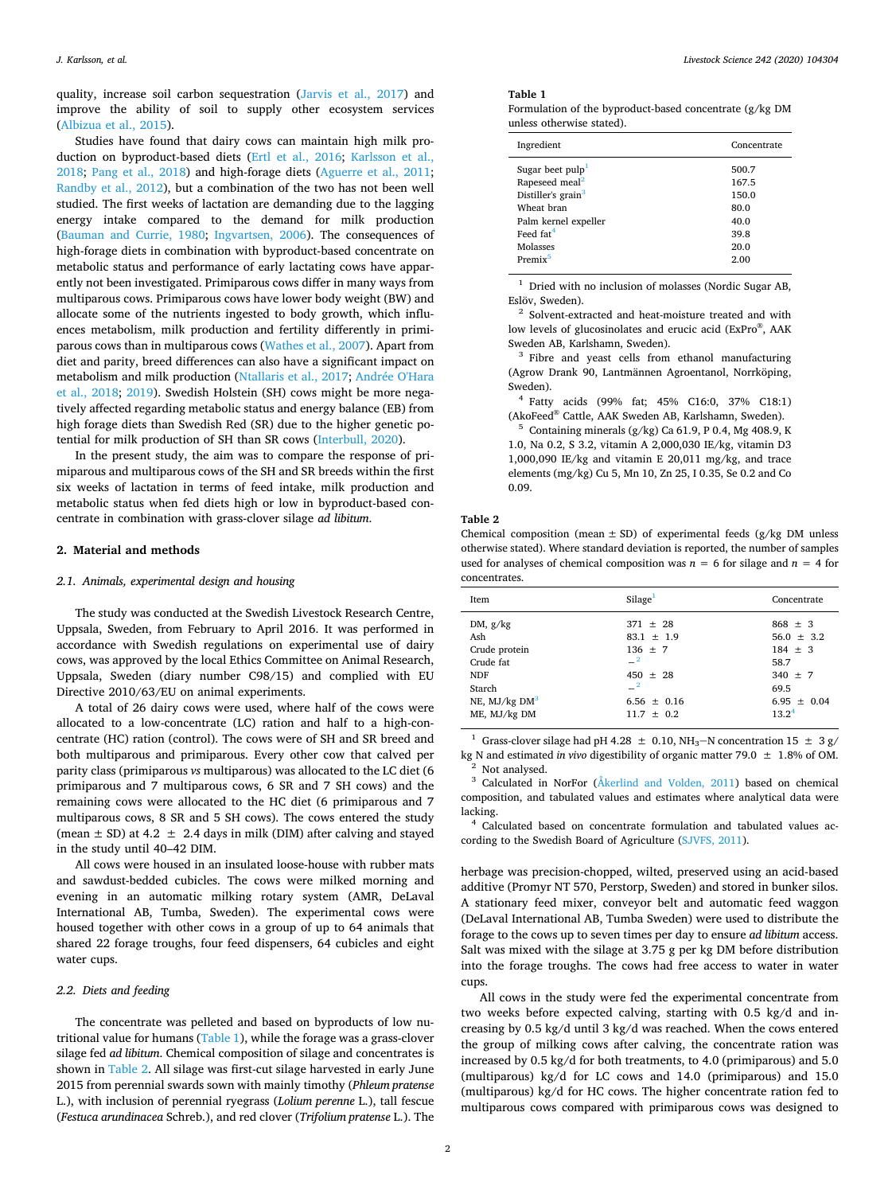quality, increase soil carbon sequestration (Jarvis et al., 2017) and improve the ability of soil to supply other ecosystem services (Albizua et al., 2015).

Studies have found that dairy cows can maintain high milk production on byproduct-based diets (Ertl et al., 2016; Karlsson et al., 2018; Pang et al., 2018) and high-forage diets (Aguerre et al., 2011; Randby et al., 2012), but a combination of the two has not been well studied. The first weeks of lactation are demanding due to the lagging energy intake compared to the demand for milk production (Bauman and Currie, 1980; Ingvartsen, 2006). The consequences of high-forage diets in combination with byproduct-based concentrate on metabolic status and performance of early lactating cows have apparently not been investigated. Primiparous cows differ in many ways from multiparous cows. Primiparous cows have lower body weight (BW) and allocate some of the nutrients ingested to body growth, which influences metabolism, milk production and fertility differently in primiparous cows than in multiparous cows (Wathes et al., 2007). Apart from diet and parity, breed differences can also have a significant impact on metabolism and milk production (Ntallaris et al., 2017; Andrée O'Hara et al., 2018; 2019). Swedish Holstein (SH) cows might be more negatively affected regarding metabolic status and energy balance (EB) from high forage diets than Swedish Red (SR) due to the higher genetic potential for milk production of SH than SR cows (Interbull, 2020).

In the present study, the aim was to compare the response of primiparous and multiparous cows of the SH and SR breeds within the first six weeks of lactation in terms of feed intake, milk production and metabolic status when fed diets high or low in byproduct-based concentrate in combination with grass-clover silage *ad libitum*.

## 2. Material and methods

### 2.1. Animals, experimental design and housing

The study was conducted at the Swedish Livestock Research Centre, Uppsala, Sweden, from February to April 2016. It was performed in accordance with Swedish regulations on experimental use of dairy cows, was approved by the local Ethics Committee on Animal Research, Uppsala, Sweden (diary number C98/15) and complied with EU Directive 2010/63/EU on animal experiments.

A total of 26 dairy cows were used, where half of the cows were allocated to a low-concentrate (LC) ration and half to a high-concentrate (HC) ration (control). The cows were of SH and SR breed and both multiparous and primiparous. Every other cow that calved per parity class (primiparous *vs* multiparous) was allocated to the LC diet (6 primiparous and 7 multiparous cows, 6 SR and 7 SH cows) and the remaining cows were allocated to the HC diet (6 primiparous and 7 multiparous cows, 8 SR and 5 SH cows). The cows entered the study (mean ± SD) at 4.2 ± 2.4 days in milk (DIM) after calving and stayed in the study until 40–42 DIM.

All cows were housed in an insulated loose-house with rubber mats and sawdust-bedded cubicles. The cows were milked morning and evening in an automatic milking rotary system (AMR, DeLaval International AB, Tumba, Sweden). The experimental cows were housed together with other cows in a group of up to 64 animals that shared 22 forage troughs, four feed dispensers, 64 cubicles and eight water cups.

### 2.2. Diets and feeding

The concentrate was pelleted and based on byproducts of low nutritional value for humans (Table 1), while the forage was a grass-clover silage fed *ad libitum*. Chemical composition of silage and concentrates is shown in Table 2. All silage was first-cut silage harvested in early June 2015 from perennial swards sown with mainly timothy (*Phleum pratense* L.), with inclusion of perennial ryegrass (*Lolium perenne* L.), tall fescue (*Festuca arundinacea* Schreb.), and red clover (*Trifolium pratense* L.). The herbage was precision-chopped, wilted, preserved using an acid-based additive (Promyr NT 570, Perstorp, Sweden) and stored in bunker silos. A stationary feed mixer, conveyor belt and automatic feed waggon (DeLaval International AB, Tumba Sweden) were used to distribute the forage to the cows up to seven times per day to ensure *ad libitum* access. Salt was mixed with the silage at 3.75 g per kg DM before distribution into the forage troughs. The cows had free access to water in water cups.

All cows in the study were fed the experimental concentrate from two weeks before expected calving, starting with 0.5 kg/d and increasing by 0.5 kg/d until 3 kg/d was reached. When the cows entered the group of milking cows after calving, the concentrate ration was increased by 0.5 kg/d for both treatments, to 4.0 (primiparous) and 5.0 (multiparous) kg/d for LC cows and 14.0 (primiparous) and 15.0 (multiparous) kg/d for HC cows. The higher concentrate ration fed to multiparous cows compared with primiparous cows was designed to

**Table 1**
Formulation of the byproduct-based concentrate (g/kg DM unless otherwise stated).

| Ingredient | Concentrate |
|---|---|
| Sugar beet pulp[1] | 500.7 |
| Rapeseed meal[2] | 167.5 |
| Distiller's grain[3] | 150.0 |
| Wheat bran | 80.0 |
| Palm kernel expeller | 40.0 |
| Feed fat[4] | 39.8 |
| Molasses | 20.0 |
| Premix[5] | 2.00 |

[1] Dried with no inclusion of molasses (Nordic Sugar AB, Eslöv, Sweden).
[2] Solvent-extracted and heat-moisture treated and with low levels of glucosinolates and erucic acid (ExPro®, AAK Sweden AB, Karlshamn, Sweden).
[3] Fibre and yeast cells from ethanol manufacturing (Agrow Drank 90, Lantmännen Agroentanol, Norrköping, Sweden).
[4] Fatty acids (99% fat; 45% C16:0, 37% C18:1) (AkoFeed® Cattle, AAK Sweden AB, Karlshamn, Sweden).
[5] Containing minerals (g/kg) Ca 61.9, P 0.4, Mg 408.9, K 1.0, Na 0.2, S 3.2, vitamin A 2,000,030 IE/kg, vitamin D3 1,000,090 IE/kg and vitamin E 20,011 mg/kg, and trace elements (mg/kg) Cu 5, Mn 10, Zn 25, I 0.35, Se 0.2 and Co 0.09.

**Table 2**
Chemical composition (mean ± SD) of experimental feeds (g/kg DM unless otherwise stated). Where standard deviation is reported, the number of samples used for analyses of chemical composition was $n$ = 6 for silage and $n$ = 4 for concentrates.

| Item | Silage[1] | Concentrate |
|---|---|---|
| DM, g/kg | 371 ± 28 | 868 ± 3 |
| Ash | 83.1 ± 1.9 | 56.0 ± 3.2 |
| Crude protein | 136 ± 7 | 184 ± 3 |
| Crude fat | –[2] | 58.7 |
| NDF | 450 ± 28 | 340 ± 7 |
| Starch | –[2] | 69.5 |
| NE, MJ/kg DM[3] | 6.56 ± 0.16 | 6.95 ± 0.04 |
| ME, MJ/kg DM | 11.7 ± 0.2 | 13.2[4] |

[1] Grass-clover silage had pH 4.28 ± 0.10, $NH_3$–N concentration 15 ± 3 g/kg N and estimated *in vivo* digestibility of organic matter 79.0 ± 1.8% of OM.
[2] Not analysed.
[3] Calculated in NorFor (Åkerlind and Volden, 2011) based on chemical composition, and tabulated values and estimates where analytical data were lacking.
[4] Calculated based on concentrate formulation and tabulated values according to the Swedish Board of Agriculture (SJVFS, 2011).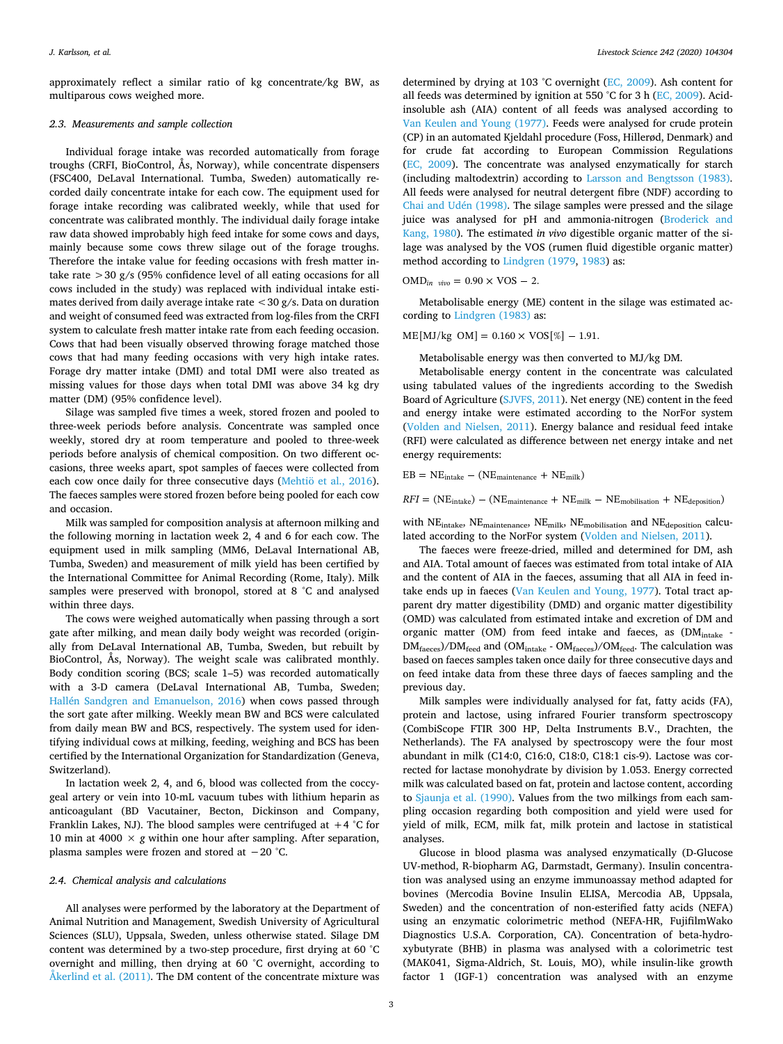approximately reflect a similar ratio of kg concentrate/kg BW, as multiparous cows weighed more.

### 2.3. Measurements and sample collection

Individual forage intake was recorded automatically from forage troughs (CRFI, BioControl, Ås, Norway), while concentrate dispensers (FSC400, DeLaval International. Tumba, Sweden) automatically recorded daily concentrate intake for each cow. The equipment used for forage intake recording was calibrated weekly, while that used for concentrate was calibrated monthly. The individual daily forage intake raw data showed improbably high feed intake for some cows and days, mainly because some cows threw silage out of the forage troughs. Therefore the intake value for feeding occasions with fresh matter intake rate >30 g/s (95% confidence level of all eating occasions for all cows included in the study) was replaced with individual intake estimates derived from daily average intake rate <30 g/s. Data on duration and weight of consumed feed was extracted from log-files from the CRFI system to calculate fresh matter intake rate from each feeding occasion. Cows that had been visually observed throwing forage matched those cows that had many feeding occasions with very high intake rates. Forage dry matter intake (DMI) and total DMI were also treated as missing values for those days when total DMI was above 34 kg dry matter (DM) (95% confidence level).

Silage was sampled five times a week, stored frozen and pooled to three-week periods before analysis. Concentrate was sampled once weekly, stored dry at room temperature and pooled to three-week periods before analysis of chemical composition. On two different occasions, three weeks apart, spot samples of faeces were collected from each cow once daily for three consecutive days (Mehtiö et al., 2016). The faeces samples were stored frozen before being pooled for each cow and occasion.

Milk was sampled for composition analysis at afternoon milking and the following morning in lactation week 2, 4 and 6 for each cow. The equipment used in milk sampling (MM6, DeLaval International AB, Tumba, Sweden) and measurement of milk yield has been certified by the International Committee for Animal Recording (Rome, Italy). Milk samples were preserved with bronopol, stored at 8 °C and analysed within three days.

The cows were weighed automatically when passing through a sort gate after milking, and mean daily body weight was recorded (originally from DeLaval International AB, Tumba, Sweden, but rebuilt by BioControl, Ås, Norway). The weight scale was calibrated monthly. Body condition scoring (BCS; scale 1–5) was recorded automatically with a 3-D camera (DeLaval International AB, Tumba, Sweden; Hallén Sandgren and Emanuelson, 2016) when cows passed through the sort gate after milking. Weekly mean BW and BCS were calculated from daily mean BW and BCS, respectively. The system used for identifying individual cows at milking, feeding, weighing and BCS has been certified by the International Organization for Standardization (Geneva, Switzerland).

In lactation week 2, 4, and 6, blood was collected from the coccygeal artery or vein into 10-mL vacuum tubes with lithium heparin as anticoagulant (BD Vacutainer, Becton, Dickinson and Company, Franklin Lakes, NJ). The blood samples were centrifuged at +4 °C for 10 min at 4000 × *g* within one hour after sampling. After separation, plasma samples were frozen and stored at −20 °C.

### 2.4. Chemical analysis and calculations

All analyses were performed by the laboratory at the Department of Animal Nutrition and Management, Swedish University of Agricultural Sciences (SLU), Uppsala, Sweden, unless otherwise stated. Silage DM content was determined by a two-step procedure, first drying at 60 °C overnight and milling, then drying at 60 °C overnight, according to Åkerlind et al. (2011). The DM content of the concentrate mixture was determined by drying at 103 °C overnight (EC, 2009). Ash content for all feeds was determined by ignition at 550 °C for 3 h (EC, 2009). Acid-insoluble ash (AIA) content of all feeds was analysed according to Van Keulen and Young (1977). Feeds were analysed for crude protein (CP) in an automated Kjeldahl procedure (Foss, Hillerød, Denmark) and for crude fat according to European Commission Regulations (EC, 2009). The concentrate was analysed enzymatically for starch (including maltodextrin) according to Larsson and Bengtsson (1983). All feeds were analysed for neutral detergent fibre (NDF) according to Chai and Udén (1998). The silage samples were pressed and the silage juice was analysed for pH and ammonia-nitrogen (Broderick and Kang, 1980). The estimated *in vivo* digestible organic matter of the silage was analysed by the VOS (rumen fluid digestible organic matter) method according to Lindgren (1979, 1983) as:

$$\mathrm{OMD}_{in\ vivo} = 0.90 \times \mathrm{VOS} - 2.$$

Metabolisable energy (ME) content in the silage was estimated according to Lindgren (1983) as:

$$\mathrm{ME}[\mathrm{MJ/kg\ OM}] = 0.160 \times \mathrm{VOS}[\%] - 1.91.$$

Metabolisable energy was then converted to MJ/kg DM.

Metabolisable energy content in the concentrate was calculated using tabulated values of the ingredients according to the Swedish Board of Agriculture (SJVFS, 2011). Net energy (NE) content in the feed and energy intake were estimated according to the NorFor system (Volden and Nielsen, 2011). Energy balance and residual feed intake (RFI) were calculated as difference between net energy intake and net energy requirements:

$$\mathrm{EB} = \mathrm{NE}_{\mathrm{intake}} - (\mathrm{NE}_{\mathrm{maintenance}} + \mathrm{NE}_{\mathrm{milk}})$$

$$RFI = (\mathrm{NE}_{\mathrm{intake}}) - (\mathrm{NE}_{\mathrm{maintenance}} + \mathrm{NE}_{\mathrm{milk}} - \mathrm{NE}_{\mathrm{mobilisation}} + \mathrm{NE}_{\mathrm{deposition}})$$

with $\mathrm{NE}_{\mathrm{intake}}$, $\mathrm{NE}_{\mathrm{maintenance}}$, $\mathrm{NE}_{\mathrm{milk}}$, $\mathrm{NE}_{\mathrm{mobilisation}}$ and $\mathrm{NE}_{\mathrm{deposition}}$ calculated according to the NorFor system (Volden and Nielsen, 2011).

The faeces were freeze-dried, milled and determined for DM, ash and AIA. Total amount of faeces was estimated from total intake of AIA and the content of AIA in the faeces, assuming that all AIA in feed intake ends up in faeces (Van Keulen and Young, 1977). Total tract apparent dry matter digestibility (DMD) and organic matter digestibility (OMD) was calculated from estimated intake and excretion of DM and organic matter (OM) from feed intake and faeces, as ($\mathrm{DM}_{\mathrm{intake}}$ - $\mathrm{DM}_{\mathrm{faeces}}$)/$\mathrm{DM}_{\mathrm{feed}}$ and ($\mathrm{OM}_{\mathrm{intake}}$ - $\mathrm{OM}_{\mathrm{faeces}}$)/$\mathrm{OM}_{\mathrm{feed}}$. The calculation was based on faeces samples taken once daily for three consecutive days and on feed intake data from these three days of faeces sampling and the previous day.

Milk samples were individually analysed for fat, fatty acids (FA), protein and lactose, using infrared Fourier transform spectroscopy (CombiScope FTIR 300 HP, Delta Instruments B.V., Drachten, the Netherlands). The FA analysed by spectroscopy were the four most abundant in milk (C14:0, C16:0, C18:0, C18:1 cis-9). Lactose was corrected for lactase monohydrate by division by 1.053. Energy corrected milk was calculated based on fat, protein and lactose content, according to Sjaunja et al. (1990). Values from the two milkings from each sampling occasion regarding both composition and yield were used for yield of milk, ECM, milk fat, milk protein and lactose in statistical analyses.

Glucose in blood plasma was analysed enzymatically (D-Glucose UV-method, R-biopharm AG, Darmstadt, Germany). Insulin concentration was analysed using an enzyme immunoassay method adapted for bovines (Mercodia Bovine Insulin ELISA, Mercodia AB, Uppsala, Sweden) and the concentration of non-esterified fatty acids (NEFA) using an enzymatic colorimetric method (NEFA-HR, FujifilmWako Diagnostics U.S.A. Corporation, CA). Concentration of beta-hydroxybutyrate (BHB) in plasma was analysed with a colorimetric test (MAK041, Sigma-Aldrich, St. Louis, MO), while insulin-like growth factor 1 (IGF-1) concentration was analysed with an enzyme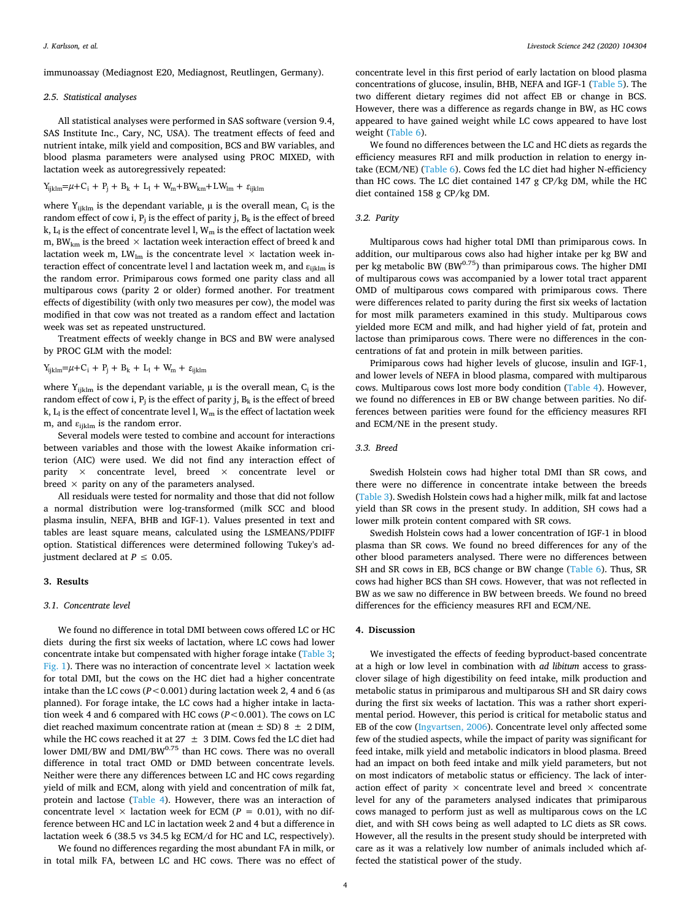immunoassay (Mediagnost E20, Mediagnost, Reutlingen, Germany).

### 2.5. Statistical analyses

All statistical analyses were performed in SAS software (version 9.4, SAS Institute Inc., Cary, NC, USA). The treatment effects of feed and nutrient intake, milk yield and composition, BCS and BW variables, and blood plasma parameters were analysed using PROC MIXED, with lactation week as autoregressively repeated:

$$Y_{ijklm}=\mu+C_i + P_j + B_k + L_l + W_m+BW_{km}+LW_{lm} + \varepsilon_{ijklm}$$

where $Y_{ijklm}$ is the dependant variable, $\mu$ is the overall mean, $C_i$ is the random effect of cow i, $P_j$ is the effect of parity j, $B_k$ is the effect of breed k, $L_l$ is the effect of concentrate level l, $W_m$ is the effect of lactation week m, $BW_{km}$ is the breed × lactation week interaction effect of breed k and lactation week m, $LW_{lm}$ is the concentrate level × lactation week interaction effect of concentrate level l and lactation week m, and $\varepsilon_{ijklm}$ is the random error. Primiparous cows formed one parity class and all multiparous cows (parity 2 or older) formed another. For treatment effects of digestibility (with only two measures per cow), the model was modified in that cow was not treated as a random effect and lactation week was set as repeated unstructured.

Treatment effects of weekly change in BCS and BW were analysed by PROC GLM with the model:

$$Y_{ijklm}=\mu+C_i + P_j + B_k + L_l + W_m + \varepsilon_{ijklm}$$

where $Y_{ijklm}$ is the dependant variable, $\mu$ is the overall mean, $C_i$ is the random effect of cow i, $P_j$ is the effect of parity j, $B_k$ is the effect of breed k, $L_l$ is the effect of concentrate level l, $W_m$ is the effect of lactation week m, and $\varepsilon_{ijklm}$ is the random error.

Several models were tested to combine and account for interactions between variables and those with the lowest Akaike information criterion (AIC) were used. We did not find any interaction effect of parity × concentrate level, breed × concentrate level or breed × parity on any of the parameters analysed.

All residuals were tested for normality and those that did not follow a normal distribution were log-transformed (milk SCC and blood plasma insulin, NEFA, BHB and IGF-1). Values presented in text and tables are least square means, calculated using the LSMEANS/PDIFF option. Statistical differences were determined following Tukey's adjustment declared at $P \leq 0.05$.

## 3. Results

### 3.1. Concentrate level

We found no difference in total DMI between cows offered LC or HC diets during the first six weeks of lactation, where LC cows had lower concentrate intake but compensated with higher forage intake (Table 3; Fig. 1). There was no interaction of concentrate level × lactation week for total DMI, but the cows on the HC diet had a higher concentrate intake than the LC cows ($P<0.001$) during lactation week 2, 4 and 6 (as planned). For forage intake, the LC cows had a higher intake in lactation week 4 and 6 compared with HC cows ($P<0.001$). The cows on LC diet reached maximum concentrate ration at (mean ± SD) 8 ± 2 DIM, while the HC cows reached it at 27 ± 3 DIM. Cows fed the LC diet had lower DMI/BW and DMI/$BW^{0.75}$ than HC cows. There was no overall difference in total tract OMD or DMD between concentrate levels. Neither were there any differences between LC and HC cows regarding yield of milk and ECM, along with yield and concentration of milk fat, protein and lactose (Table 4). However, there was an interaction of concentrate level × lactation week for ECM ($P$ = 0.01), with no difference between HC and LC in lactation week 2 and 4 but a difference in lactation week 6 (38.5 vs 34.5 kg ECM/d for HC and LC, respectively).

We found no differences regarding the most abundant FA in milk, or in total milk FA, between LC and HC cows. There was no effect of concentrate level in this first period of early lactation on blood plasma concentrations of glucose, insulin, BHB, NEFA and IGF-1 (Table 5). The two different dietary regimes did not affect EB or change in BCS. However, there was a difference as regards change in BW, as HC cows appeared to have gained weight while LC cows appeared to have lost weight (Table 6).

We found no differences between the LC and HC diets as regards the efficiency measures RFI and milk production in relation to energy intake (ECM/NE) (Table 6). Cows fed the LC diet had higher N-efficiency than HC cows. The LC diet contained 147 g CP/kg DM, while the HC diet contained 158 g CP/kg DM.

### 3.2. Parity

Multiparous cows had higher total DMI than primiparous cows. In addition, our multiparous cows also had higher intake per kg BW and per kg metabolic BW ($BW^{0.75}$) than primiparous cows. The higher DMI of multiparous cows was accompanied by a lower total tract apparent OMD of multiparous cows compared with primiparous cows. There were differences related to parity during the first six weeks of lactation for most milk parameters examined in this study. Multiparous cows yielded more ECM and milk, and had higher yield of fat, protein and lactose than primiparous cows. There were no differences in the concentrations of fat and protein in milk between parities.

Primiparous cows had higher levels of glucose, insulin and IGF-1, and lower levels of NEFA in blood plasma, compared with multiparous cows. Multiparous cows lost more body condition (Table 4). However, we found no differences in EB or BW change between parities. No differences between parities were found for the efficiency measures RFI and ECM/NE in the present study.

### 3.3. Breed

Swedish Holstein cows had higher total DMI than SR cows, and there were no difference in concentrate intake between the breeds (Table 3). Swedish Holstein cows had a higher milk, milk fat and lactose yield than SR cows in the present study. In addition, SH cows had a lower milk protein content compared with SR cows.

Swedish Holstein cows had a lower concentration of IGF-1 in blood plasma than SR cows. We found no breed differences for any of the other blood parameters analysed. There were no differences between SH and SR cows in EB, BCS change or BW change (Table 6). Thus, SR cows had higher BCS than SH cows. However, that was not reflected in BW as we saw no difference in BW between breeds. We found no breed differences for the efficiency measures RFI and ECM/NE.

## 4. Discussion

We investigated the effects of feeding byproduct-based concentrate at a high or low level in combination with *ad libitum* access to grass-clover silage of high digestibility on feed intake, milk production and metabolic status in primiparous and multiparous SH and SR dairy cows during the first six weeks of lactation. This was a rather short experimental period. However, this period is critical for metabolic status and EB of the cow (Ingvartsen, 2006). Concentrate level only affected some few of the studied aspects, while the impact of parity was significant for feed intake, milk yield and metabolic indicators in blood plasma. Breed had an impact on both feed intake and milk yield parameters, but not on most indicators of metabolic status or efficiency. The lack of interaction effect of parity × concentrate level and breed × concentrate level for any of the parameters analysed indicates that primiparous cows managed to perform just as well as multiparous cows on the LC diet, and with SH cows being as well adapted to LC diets as SR cows. However, all the results in the present study should be interpreted with care as it was a relatively low number of animals included which affected the statistical power of the study.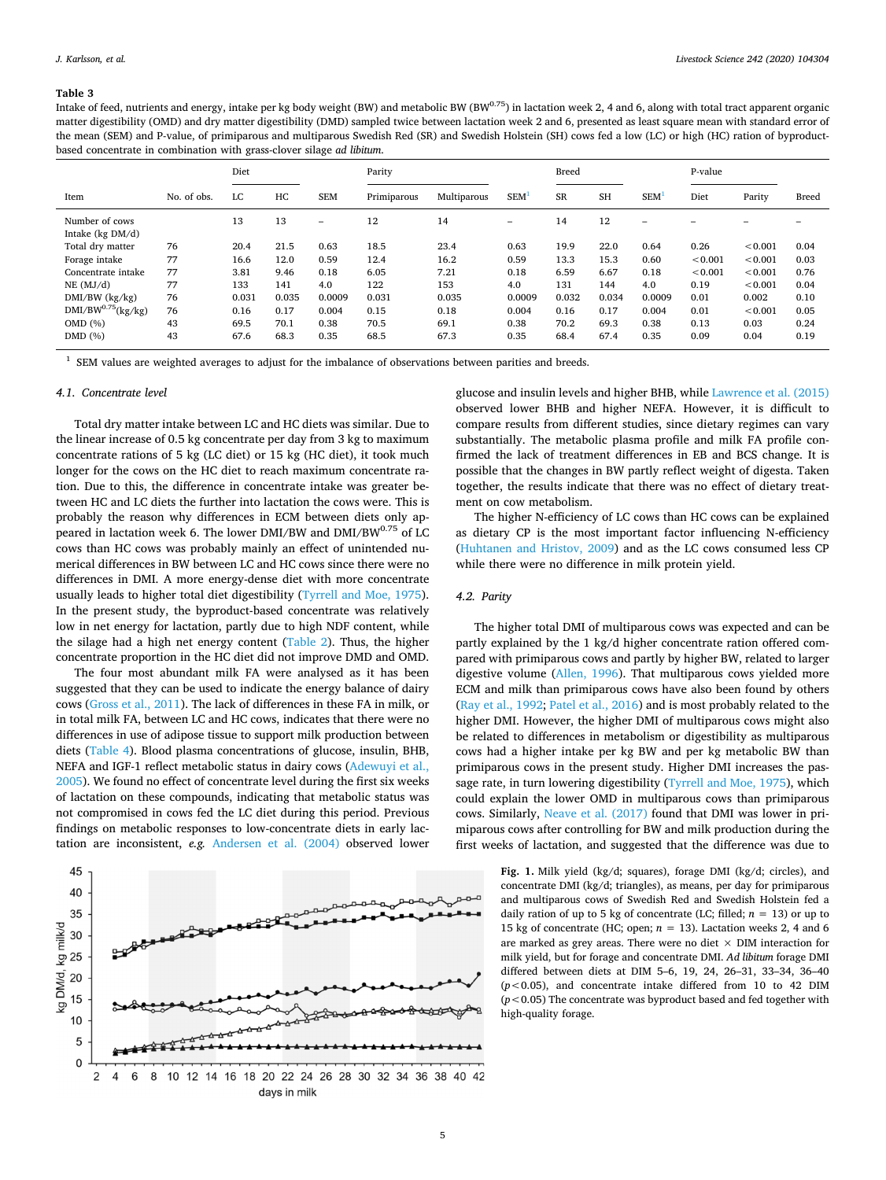**Table 3**
Intake of feed, nutrients and energy, intake per kg body weight (BW) and metabolic BW ($BW^{0.75}$) in lactation week 2, 4 and 6, along with total tract apparent organic matter digestibility (OMD) and dry matter digestibility (DMD) sampled twice between lactation week 2 and 6, presented as least square mean with standard error of the mean (SEM) and P-value, of primiparous and multiparous Swedish Red (SR) and Swedish Holstein (SH) cows fed a low (LC) or high (HC) ration of byproduct-based concentrate in combination with grass-clover silage *ad libitum*.

| | | Diet | | | Parity | | | Breed | | | P-value | | |
|---|---|---|---|---|---|---|---|---|---|---|---|---|---|
| Item | No. of obs. | LC | HC | SEM | Primiparous | Multiparous | SEM[1] | SR | SH | SEM[1] | Diet | Parity | Breed |
| Number of cows | | 13 | 13 | – | 12 | 14 | – | 14 | 12 | – | – | – | – |
| Intake (kg DM/d) | | | | | | | | | | | | | |
| Total dry matter | 76 | 20.4 | 21.5 | 0.63 | 18.5 | 23.4 | 0.63 | 19.9 | 22.0 | 0.64 | 0.26 | <0.001 | 0.04 |
| Forage intake | 77 | 16.6 | 12.0 | 0.59 | 12.4 | 16.2 | 0.59 | 13.3 | 15.3 | 0.60 | <0.001 | <0.001 | 0.03 |
| Concentrate intake | 77 | 3.81 | 9.46 | 0.18 | 6.05 | 7.21 | 0.18 | 6.59 | 6.67 | 0.18 | <0.001 | <0.001 | 0.76 |
| NE (MJ/d) | 77 | 133 | 141 | 4.0 | 122 | 153 | 4.0 | 131 | 144 | 4.0 | 0.19 | <0.001 | 0.04 |
| DMI/BW (kg/kg) | 76 | 0.031 | 0.035 | 0.0009 | 0.031 | 0.035 | 0.0009 | 0.032 | 0.034 | 0.0009 | 0.01 | 0.002 | 0.10 |
| DMI/$BW^{0.75}$(kg/kg) | 76 | 0.16 | 0.17 | 0.004 | 0.15 | 0.18 | 0.004 | 0.16 | 0.17 | 0.004 | 0.01 | <0.001 | 0.05 |
| OMD (%) | 43 | 69.5 | 70.1 | 0.38 | 70.5 | 69.1 | 0.38 | 70.2 | 69.3 | 0.38 | 0.13 | 0.03 | 0.24 |
| DMD (%) | 43 | 67.6 | 68.3 | 0.35 | 68.5 | 67.3 | 0.35 | 68.4 | 67.4 | 0.35 | 0.09 | 0.04 | 0.19 |

[1] SEM values are weighted averages to adjust for the imbalance of observations between parities and breeds.

### 4.1. Concentrate level

Total dry matter intake between LC and HC diets was similar. Due to the linear increase of 0.5 kg concentrate per day from 3 kg to maximum concentrate rations of 5 kg (LC diet) or 15 kg (HC diet), it took much longer for the cows on the HC diet to reach maximum concentrate ration. Due to this, the difference in concentrate intake was greater between HC and LC diets the further into lactation the cows were. This is probably the reason why differences in ECM between diets only appeared in lactation week 6. The lower DMI/BW and DMI/$BW^{0.75}$ of LC cows than HC cows was probably mainly an effect of unintended numerical differences in BW between LC and HC cows since there were no differences in DMI. A more energy-dense diet with more concentrate usually leads to higher total diet digestibility (Tyrrell and Moe, 1975). In the present study, the byproduct-based concentrate was relatively low in net energy for lactation, partly due to high NDF content, while the silage had a high net energy content (Table 2). Thus, the higher concentrate proportion in the HC diet did not improve DMD and OMD.

The four most abundant milk FA were analysed as it has been suggested that they can be used to indicate the energy balance of dairy cows (Gross et al., 2011). The lack of differences in these FA in milk, or in total milk FA, between LC and HC cows, indicates that there were no differences in use of adipose tissue to support milk production between diets (Table 4). Blood plasma concentrations of glucose, insulin, BHB, NEFA and IGF-1 reflect metabolic status in dairy cows (Adewuyi et al., 2005). We found no effect of concentrate level during the first six weeks of lactation on these compounds, indicating that metabolic status was not compromised in cows fed the LC diet during this period. Previous findings on metabolic responses to low-concentrate diets in early lactation are inconsistent, *e.g.* Andersen et al. (2004) observed lower glucose and insulin levels and higher BHB, while Lawrence et al. (2015) observed lower BHB and higher NEFA. However, it is difficult to compare results from different studies, since dietary regimes can vary substantially. The metabolic plasma profile and milk FA profile confirmed the lack of treatment differences in EB and BCS change. It is possible that the changes in BW partly reflect weight of digesta. Taken together, the results indicate that there was no effect of dietary treatment on cow metabolism.

The higher N-efficiency of LC cows than HC cows can be explained as dietary CP is the most important factor influencing N-efficiency (Huhtanen and Hristov, 2009) and as the LC cows consumed less CP while there were no difference in milk protein yield.

### 4.2. Parity

The higher total DMI of multiparous cows was expected and can be partly explained by the 1 kg/d higher concentrate ration offered compared with primiparous cows and partly by higher BW, related to larger digestive volume (Allen, 1996). That multiparous cows yielded more ECM and milk than primiparous cows have also been found by others (Ray et al., 1992; Patel et al., 2016) and is most probably related to the higher DMI. However, the higher DMI of multiparous cows might also be related to differences in metabolism or digestibility as multiparous cows had a higher intake per kg BW and per kg metabolic BW than primiparous cows in the present study. Higher DMI increases the passage rate, in turn lowering digestibility (Tyrrell and Moe, 1975), which could explain the lower OMD in multiparous cows than primiparous cows. Similarly, Neave et al. (2017) found that DMI was lower in primiparous cows after controlling for BW and milk production during the first weeks of lactation, and suggested that the difference was due to

**Fig. 1.** Milk yield (kg/d; squares), forage DMI (kg/d; circles), and concentrate DMI (kg/d; triangles), as means, per day for primiparous and multiparous cows of Swedish Red and Swedish Holstein fed a daily ration of up to 5 kg of concentrate (LC; filled; $n = 13$) or up to 15 kg of concentrate (HC; open; $n = 13$). Lactation weeks 2, 4 and 6 are marked as grey areas. There were no diet × DIM interaction for milk yield, but for forage and concentrate DMI. *Ad libitum* forage DMI differed between diets at DIM 5–6, 19, 24, 26–31, 33–34, 36–40 ($p < 0.05$), and concentrate intake differed from 10 to 42 DIM ($p < 0.05$) The concentrate was byproduct based and fed together with high-quality forage.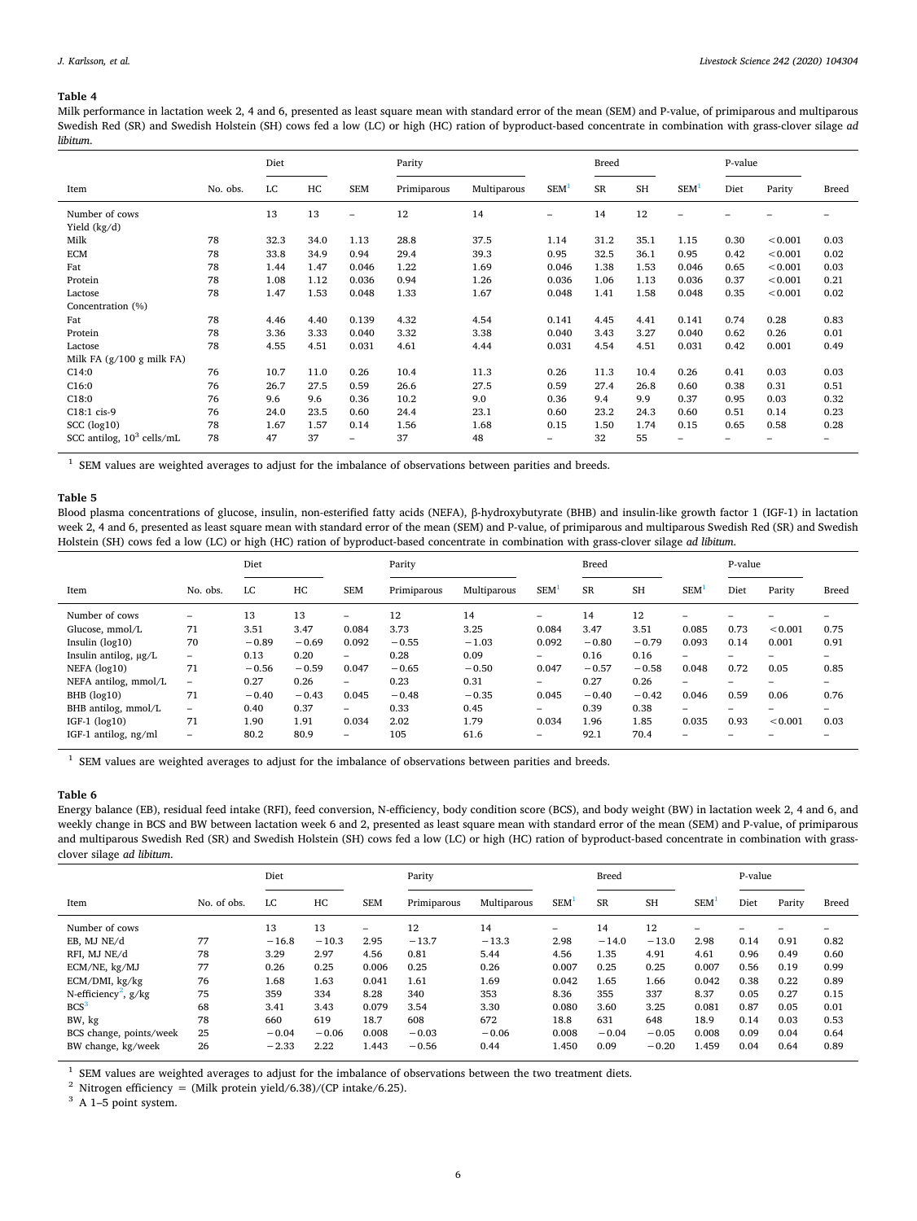**Table 4**

Milk performance in lactation week 2, 4 and 6, presented as least square mean with standard error of the mean (SEM) and P-value, of primiparous and multiparous Swedish Red (SR) and Swedish Holstein (SH) cows fed a low (LC) or high (HC) ration of byproduct-based concentrate in combination with grass-clover silage *ad libitum*.

| Item | No. obs. | Diet | | | Parity | | | Breed | | | P-value | | |
|---|---|---|---|---|---|---|---|---|---|---|---|---|---|
| | | LC | HC | SEM | Primiparous | Multiparous | SEM[1] | SR | SH | SEM[1] | Diet | Parity | Breed |
| Number of cows | | 13 | 13 | – | 12 | 14 | – | 14 | 12 | – | – | – | – |
| Yield (kg/d) | | | | | | | | | | | | | |
| Milk | 78 | 32.3 | 34.0 | 1.13 | 28.8 | 37.5 | 1.14 | 31.2 | 35.1 | 1.15 | 0.30 | <0.001 | 0.03 |
| ECM | 78 | 33.8 | 34.9 | 0.94 | 29.4 | 39.3 | 0.95 | 32.5 | 36.1 | 0.95 | 0.42 | <0.001 | 0.02 |
| Fat | 78 | 1.44 | 1.47 | 0.046 | 1.22 | 1.69 | 0.046 | 1.38 | 1.53 | 0.046 | 0.65 | <0.001 | 0.03 |
| Protein | 78 | 1.08 | 1.12 | 0.036 | 0.94 | 1.26 | 0.036 | 1.06 | 1.13 | 0.036 | 0.37 | <0.001 | 0.21 |
| Lactose | 78 | 1.47 | 1.53 | 0.048 | 1.33 | 1.67 | 0.048 | 1.41 | 1.58 | 0.048 | 0.35 | <0.001 | 0.02 |
| Concentration (%) | | | | | | | | | | | | | |
| Fat | 78 | 4.46 | 4.40 | 0.139 | 4.32 | 4.54 | 0.141 | 4.45 | 4.41 | 0.141 | 0.74 | 0.28 | 0.83 |
| Protein | 78 | 3.36 | 3.33 | 0.040 | 3.32 | 3.38 | 0.040 | 3.43 | 3.27 | 0.040 | 0.62 | 0.26 | 0.01 |
| Lactose | 78 | 4.55 | 4.51 | 0.031 | 4.61 | 4.44 | 0.031 | 4.54 | 4.51 | 0.031 | 0.42 | 0.001 | 0.49 |
| Milk FA (g/100 g milk FA) | | | | | | | | | | | | | |
| C14:0 | 76 | 10.7 | 11.0 | 0.26 | 10.4 | 11.3 | 0.26 | 11.3 | 10.4 | 0.26 | 0.41 | 0.03 | 0.03 |
| C16:0 | 76 | 26.7 | 27.5 | 0.59 | 26.6 | 27.5 | 0.59 | 27.4 | 26.8 | 0.60 | 0.38 | 0.31 | 0.51 |
| C18:0 | 76 | 9.6 | 9.6 | 0.36 | 10.2 | 9.0 | 0.36 | 9.4 | 9.9 | 0.37 | 0.95 | 0.03 | 0.32 |
| C18:1 cis-9 | 76 | 24.0 | 23.5 | 0.60 | 24.4 | 23.1 | 0.60 | 23.2 | 24.3 | 0.60 | 0.51 | 0.14 | 0.23 |
| SCC (log10) | 78 | 1.67 | 1.57 | 0.14 | 1.56 | 1.68 | 0.15 | 1.50 | 1.74 | 0.15 | 0.65 | 0.58 | 0.28 |
| SCC antilog, $10^3$ cells/mL | 78 | 47 | 37 | – | 37 | 48 | – | 32 | 55 | – | – | – | – |

[1] SEM values are weighted averages to adjust for the imbalance of observations between parities and breeds.

**Table 5**

Blood plasma concentrations of glucose, insulin, non-esterified fatty acids (NEFA), β-hydroxybutyrate (BHB) and insulin-like growth factor 1 (IGF-1) in lactation week 2, 4 and 6, presented as least square mean with standard error of the mean (SEM) and P-value, of primiparous and multiparous Swedish Red (SR) and Swedish Holstein (SH) cows fed a low (LC) or high (HC) ration of byproduct-based concentrate in combination with grass-clover silage *ad libitum*.

| Item | No. obs. | Diet | | | Parity | | | Breed | | | P-value | | |
|---|---|---|---|---|---|---|---|---|---|---|---|---|---|
| | | LC | HC | SEM | Primiparous | Multiparous | SEM[1] | SR | SH | SEM[1] | Diet | Parity | Breed |
| Number of cows | – | 13 | 13 | – | 12 | 14 | – | 14 | 12 | – | – | – | – |
| Glucose, mmol/L | 71 | 3.51 | 3.47 | 0.084 | 3.73 | 3.25 | 0.084 | 3.47 | 3.51 | 0.085 | 0.73 | <0.001 | 0.75 |
| Insulin (log10) | 70 | −0.89 | −0.69 | 0.092 | −0.55 | −1.03 | 0.092 | −0.80 | −0.79 | 0.093 | 0.14 | 0.001 | 0.91 |
| Insulin antilog, µg/L | – | 0.13 | 0.20 | – | 0.28 | 0.09 | – | 0.16 | 0.16 | – | – | – | – |
| NEFA (log10) | 71 | −0.56 | −0.59 | 0.047 | −0.65 | −0.50 | 0.047 | −0.57 | −0.58 | 0.048 | 0.72 | 0.05 | 0.85 |
| NEFA antilog, mmol/L | – | 0.27 | 0.26 | – | 0.23 | 0.31 | – | 0.27 | 0.26 | – | – | – | – |
| BHB (log10) | 71 | −0.40 | −0.43 | 0.045 | −0.48 | −0.35 | 0.045 | −0.40 | −0.42 | 0.046 | 0.59 | 0.06 | 0.76 |
| BHB antilog, mmol/L | – | 0.40 | 0.37 | – | 0.33 | 0.45 | – | 0.39 | 0.38 | – | – | – | – |
| IGF-1 (log10) | 71 | 1.90 | 1.91 | 0.034 | 2.02 | 1.79 | 0.034 | 1.96 | 1.85 | 0.035 | 0.93 | <0.001 | 0.03 |
| IGF-1 antilog, ng/ml | – | 80.2 | 80.9 | – | 105 | 61.6 | – | 92.1 | 70.4 | – | – | – | – |

[1] SEM values are weighted averages to adjust for the imbalance of observations between parities and breeds.

**Table 6**

Energy balance (EB), residual feed intake (RFI), feed conversion, N-efficiency, body condition score (BCS), and body weight (BW) in lactation week 2, 4 and 6, and weekly change in BCS and BW between lactation week 6 and 2, presented as least square mean with standard error of the mean (SEM) and P-value, of primiparous and multiparous Swedish Red (SR) and Swedish Holstein (SH) cows fed a low (LC) or high (HC) ration of byproduct-based concentrate in combination with grass-clover silage *ad libitum*.

| Item | No. of obs. | Diet | | | Parity | | | Breed | | | P-value | | |
|---|---|---|---|---|---|---|---|---|---|---|---|---|---|
| | | LC | HC | SEM | Primiparous | Multiparous | SEM[1] | SR | SH | SEM[1] | Diet | Parity | Breed |
| Number of cows | | 13 | 13 | – | 12 | 14 | – | 14 | 12 | – | – | – | – |
| EB, MJ NE/d | 77 | −16.8 | −10.3 | 2.95 | −13.7 | −13.3 | 2.98 | −14.0 | −13.0 | 2.98 | 0.14 | 0.91 | 0.82 |
| RFI, MJ NE/d | 78 | 3.29 | 2.97 | 4.56 | 0.81 | 5.44 | 4.56 | 1.35 | 4.91 | 4.61 | 0.96 | 0.49 | 0.60 |
| ECM/NE, kg/MJ | 77 | 0.26 | 0.25 | 0.006 | 0.25 | 0.26 | 0.007 | 0.25 | 0.25 | 0.007 | 0.56 | 0.19 | 0.99 |
| ECM/DMI, kg/kg | 76 | 1.68 | 1.63 | 0.041 | 1.61 | 1.69 | 0.042 | 1.65 | 1.66 | 0.042 | 0.38 | 0.22 | 0.89 |
| N-efficiency[2], g/kg | 75 | 359 | 334 | 8.28 | 340 | 353 | 8.36 | 355 | 337 | 8.37 | 0.05 | 0.27 | 0.15 |
| BCS[3] | 68 | 3.41 | 3.43 | 0.079 | 3.54 | 3.30 | 0.080 | 3.60 | 3.25 | 0.081 | 0.87 | 0.05 | 0.01 |
| BW, kg | 78 | 660 | 619 | 18.7 | 608 | 672 | 18.8 | 631 | 648 | 18.9 | 0.14 | 0.03 | 0.53 |
| BCS change, points/week | 25 | −0.04 | −0.06 | 0.008 | −0.03 | −0.06 | 0.008 | −0.04 | −0.05 | 0.008 | 0.09 | 0.04 | 0.64 |
| BW change, kg/week | 26 | −2.33 | 2.22 | 1.443 | −0.56 | 0.44 | 1.450 | 0.09 | −0.20 | 1.459 | 0.04 | 0.64 | 0.89 |

[1] SEM values are weighted averages to adjust for the imbalance of observations between the two treatment diets.

[2] Nitrogen efficiency = (Milk protein yield/6.38)/(CP intake/6.25).

[3] A 1–5 point system.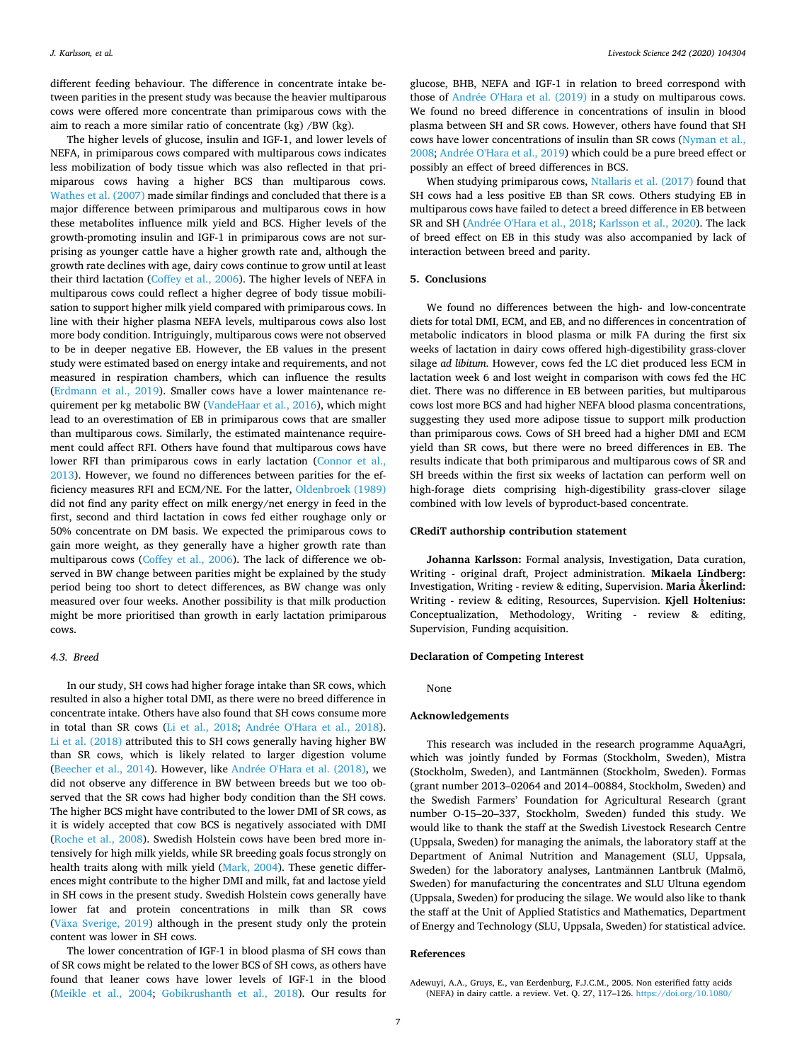different feeding behaviour. The difference in concentrate intake between parities in the present study was because the heavier multiparous cows were offered more concentrate than primiparous cows with the aim to reach a more similar ratio of concentrate (kg) /BW (kg).

The higher levels of glucose, insulin and IGF-1, and lower levels of NEFA, in primiparous cows compared with multiparous cows indicates less mobilization of body tissue which was also reflected in that primiparous cows having a higher BCS than multiparous cows. Wathes et al. (2007) made similar findings and concluded that there is a major difference between primiparous and multiparous cows in how these metabolites influence milk yield and BCS. Higher levels of the growth-promoting insulin and IGF-1 in primiparous cows are not surprising as younger cattle have a higher growth rate and, although the growth rate declines with age, dairy cows continue to grow until at least their third lactation (Coffey et al., 2006). The higher levels of NEFA in multiparous cows could reflect a higher degree of body tissue mobilisation to support higher milk yield compared with primiparous cows. In line with their higher plasma NEFA levels, multiparous cows also lost more body condition. Intriguingly, multiparous cows were not observed to be in deeper negative EB. However, the EB values in the present study were estimated based on energy intake and requirements, and not measured in respiration chambers, which can influence the results (Erdmann et al., 2019). Smaller cows have a lower maintenance requirement per kg metabolic BW (VandeHaar et al., 2016), which might lead to an overestimation of EB in primiparous cows that are smaller than multiparous cows. Similarly, the estimated maintenance requirement could affect RFI. Others have found that multiparous cows have lower RFI than primiparous cows in early lactation (Connor et al., 2013). However, we found no differences between parities for the efficiency measures RFI and ECM/NE. For the latter, Oldenbroek (1989) did not find any parity effect on milk energy/net energy in feed in the first, second and third lactation in cows fed either roughage only or 50% concentrate on DM basis. We expected the primiparous cows to gain more weight, as they generally have a higher growth rate than multiparous cows (Coffey et al., 2006). The lack of difference we observed in BW change between parities might be explained by the study period being too short to detect differences, as BW change was only measured over four weeks. Another possibility is that milk production might be more prioritised than growth in early lactation primiparous cows.

### 4.3. Breed

In our study, SH cows had higher forage intake than SR cows, which resulted in also a higher total DMI, as there were no breed difference in concentrate intake. Others have also found that SH cows consume more in total than SR cows (Li et al., 2018; Andrée O'Hara et al., 2018). Li et al. (2018) attributed this to SH cows generally having higher BW than SR cows, which is likely related to larger digestion volume (Beecher et al., 2014). However, like Andrée O'Hara et al. (2018), we did not observe any difference in BW between breeds but we too observed that the SR cows had higher body condition than the SH cows. The higher BCS might have contributed to the lower DMI of SR cows, as it is widely accepted that cow BCS is negatively associated with DMI (Roche et al., 2008). Swedish Holstein cows have been bred more intensively for high milk yields, while SR breeding goals focus strongly on health traits along with milk yield (Mark, 2004). These genetic differences might contribute to the higher DMI and milk, fat and lactose yield in SH cows in the present study. Swedish Holstein cows generally have lower fat and protein concentrations in milk than SR cows (Växa Sverige, 2019) although in the present study only the protein content was lower in SH cows.

The lower concentration of IGF-1 in blood plasma of SH cows than of SR cows might be related to the lower BCS of SH cows, as others have found that leaner cows have lower levels of IGF-1 in the blood (Meikle et al., 2004; Gobikrushanth et al., 2018). Our results for glucose, BHB, NEFA and IGF-1 in relation to breed correspond with those of Andrée O'Hara et al. (2019) in a study on multiparous cows. We found no breed difference in concentrations of insulin in blood plasma between SH and SR cows. However, others have found that SH cows have lower concentrations of insulin than SR cows (Nyman et al., 2008; Andrée O'Hara et al., 2019) which could be a pure breed effect or possibly an effect of breed differences in BCS.

When studying primiparous cows, Ntallaris et al. (2017) found that SH cows had a less positive EB than SR cows. Others studying EB in multiparous cows have failed to detect a breed difference in EB between SR and SH (Andrée O'Hara et al., 2018; Karlsson et al., 2020). The lack of breed effect on EB in this study was also accompanied by lack of interaction between breed and parity.

## 5. Conclusions

We found no differences between the high- and low-concentrate diets for total DMI, ECM, and EB, and no differences in concentration of metabolic indicators in blood plasma or milk FA during the first six weeks of lactation in dairy cows offered high-digestibility grass-clover silage *ad libitum*. However, cows fed the LC diet produced less ECM in lactation week 6 and lost weight in comparison with cows fed the HC diet. There was no difference in EB between parities, but multiparous cows lost more BCS and had higher NEFA blood plasma concentrations, suggesting they used more adipose tissue to support milk production than primiparous cows. Cows of SH breed had a higher DMI and ECM yield than SR cows, but there were no breed differences in EB. The results indicate that both primiparous and multiparous cows of SR and SH breeds within the first six weeks of lactation can perform well on high-forage diets comprising high-digestibility grass-clover silage combined with low levels of byproduct-based concentrate.

## CRediT authorship contribution statement

**Johanna Karlsson:** Formal analysis, Investigation, Data curation, Writing - original draft, Project administration. **Mikaela Lindberg:** Investigation, Writing - review & editing, Supervision. **Maria Åkerlind:** Writing - review & editing, Resources, Supervision. **Kjell Holtenius:** Conceptualization, Methodology, Writing - review & editing, Supervision, Funding acquisition.

## Declaration of Competing Interest

None

## Acknowledgements

This research was included in the research programme AquaAgri, which was jointly funded by Formas (Stockholm, Sweden), Mistra (Stockholm, Sweden), and Lantmännen (Stockholm, Sweden). Formas (grant number 2013–02064 and 2014–00884, Stockholm, Sweden) and the Swedish Farmers' Foundation for Agricultural Research (grant number O-15–20–337, Stockholm, Sweden) funded this study. We would like to thank the staff at the Swedish Livestock Research Centre (Uppsala, Sweden) for managing the animals, the laboratory staff at the Department of Animal Nutrition and Management (SLU, Uppsala, Sweden) for the laboratory analyses, Lantmännen Lantbruk (Malmö, Sweden) for manufacturing the concentrates and SLU Ultuna egendom (Uppsala, Sweden) for producing the silage. We would also like to thank the staff at the Unit of Applied Statistics and Mathematics, Department of Energy and Technology (SLU, Uppsala, Sweden) for statistical advice.

## References

Adewuyi, A.A., Gruys, E., van Eerdenburg, F.J.C.M., 2005. Non esterified fatty acids (NEFA) in dairy cattle. a review. Vet. Q. 27, 117–126. https://doi.org/10.1080/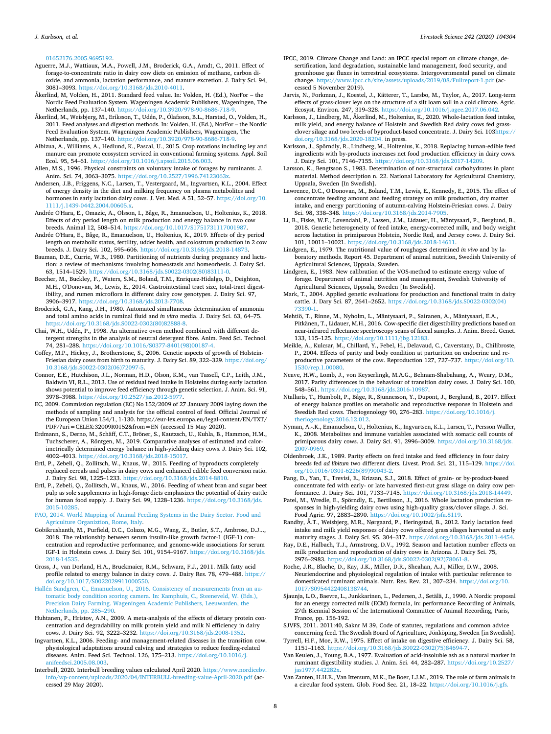01652176.2005.9695192.

Aguerre, M.J., Wattiaux, M.A., Powell, J.M., Broderick, G.A., Arndt, C., 2011. Effect of forage-to-concentrate ratio in dairy cow diets on emission of methane, carbon dioxide, and ammonia, lactation performance, and manure excretion. J. Dairy Sci. 94, 3081–3093. https://doi.org/10.3168/jds.2010-4011.

Åkerlind, M, Volden, H., 2011. Standard feed value. In: Volden, H. (Ed.), NorFor – the Nordic Feed Evaluation System. Wageningen Academic Publishers, Wageningen, The Netherlands, pp. 137–140. https://doi.org/10.3920/978-90-8686-718-9.

Åkerlind, M, Weisbjerg, M., Eriksson, T., Udén, P., Ólafsson, B.L., Harstad, O., Volden, H., 2011. Feed analyses and digestion methods. In: Volden, H. (Ed.), NorFor – the Nordic Feed Evaluation System. Wageningen Academic Publishers, Wageningen, The Netherlands, pp. 137–140. https://doi.org/10.3920/978-90-8686-718-9.

Albizua, A., Williams, A., Hedlund, K., Pascal, U., 2015. Crop rotations including ley and manure can promote ecosystem serviced in conventional farming systems. Appl. Soil Ecol. 95, 54–61. https://doi.org/10.1016/j.apsoil.2015.06.003.

Allen, M.S., 1996. Physical constraints on voluntary intake of forages by ruminants. J. Anim. Sci. 74, 3063–3075. https://doi.org/10.2527/1996.74123063x.

Andersen, J.B., Friggens, N.C., Larsen, T., Vestergaard, M., Ingvartsen, K.L., 2004. Effect of energy density in the diet and milking frequency on plasma metabolites and hormones in early lactation dairy cows. J. Vet. Med. A 51, 52–57. https://doi.org/10.1111/j.1439-0442.2004.00605.x.

Andrée O'Hara, E., Omazic, A., Olsson, I., Båge, R., Emanuelson, U., Holtenius, K., 2018. Effects of dry period length on milk production and energy balance in two cow breeds. Animal 12, 508–514. https://doi.org/10.1017/S1751731117001987.

Andrée O'Hara, E., Båge, R., Emanuelson, U., Holtenius, K., 2019. Effects of dry period length on metabolic status, fertility, udder health, and colostrum production in 2 cow breeds. J. Dairy Sci. 102, 595–606. https://doi.org/10.3168/jds.2018-14873.

Bauman, D.E., Currie, W.B., 1980. Partitioning of nutrients during pregnancy and lactation: a review of mechanisms involving homeostasis and homeorhesis. J. Dairy Sci. 63, 1514–1529. https://doi.org/10.3168/jds.S0022-0302(80)83111-0.

Beecher, M., Buckley, F., Waters, S.M., Boland, T.M., Enriquez-Hidalgo, D., Deighton, M.H., O'Donovan, M., Lewis, E., 2014. Gastrointestinal tract size, total-tract digestibility, and rumen microflora in different dairy cow genotypes. J. Dairy Sci. 97, 3906–3917. https://doi.org/10.3168/jds.2013-7708.

Broderick, G.A., Kang, J.H., 1980. Automated simultaneous determination of ammonia and total amino acids in ruminal fluid and *in vitro* media. J. Dairy Sci. 63, 64–75. https://doi.org/10.3168/jds.S0022-0302(80)82888-8.

Chai, W.H., Udén, P., 1998. An alternative oven method combined with different detergent strengths in the analysis of neutral detergent fibre. Anim. Feed Sci. Technol. 74, 281–288. https://doi.org/10.1016/S0377-8401(98)00187-4.

Coffey, M.P., Hickey, J., Brotherstone, S., 2006. Genetic aspects of growth of Holstein-Friesian dairy cows from birth to maturity. J. Dairy Sci. 89, 322–329. https://doi.org/10.3168/jds.S0022-0302(06)72097-5.

Connor, E.E., Hutchison, J.L., Norman, H.D., Olson, K.M., van Tassell, C.P., Leith, J.M., Baldwin VI, R.L., 2013. Use of residual feed intake in Holsteins during early lactation shows potential to improve feed efficiency through genetic selection. J. Anim. Sci. 91, 3978–3988. https://doi.org/10.2527/jas.2012-5977.

EC, 2009. Commission regulation (EC) No 152/2009 of 27 January 2009 laying down the methods of sampling and analysis for the official control of feed. Official Journal of the European Union L54/1, 1-130. https://eur-lex.europa.eu/legal-content/EN/TXT/PDF/?uri=CELEX:32009R0152&from=EN (accessed 15 May 2020).

Erdmann, S., Derno, M., Schäff, C.T., Bröner, S., Kautzsch, U., Kuhla, B., Hammon, H.M., Tuchscherer, A., Röntgen, M., 2019. Comparative analyses of estimated and calorimetrically determined energy balance in high-yielding dairy cows. J. Dairy Sci. 102, 4002–4013. https://doi.org/10.3168/jds.2018-15017.

Ertl, P., Zebeli, Q., Zollitsch, W., Knaus, W., 2015. Feeding of byproducts completely replaced cereals and pulses in dairy cows and enhanced edible feed conversion ratio. J. Dairy Sci. 98, 1225–1233. https://doi.org/10.3168/jds.2014-8810.

Ertl, P., Zebeli, Q., Zollitsch, W., Knaus, W., 2016. Feeding of wheat bran and sugar beet pulp as sole supplements in high-forage diets emphasizes the potential of dairy cattle for human food supply. J. Dairy Sci. 99, 1228–1236. https://doi.org/10.3168/jds.2015-10285.

FAO, 2014. World Mapping of Animal Feeding Systems in the Dairy Sector. Food and Agriculture Organiztion, Rome, Italy.

Gobikrushanth, M., Purfield, D.C., Colazo, M.G., Wang, Z., Butler, S.T., Ambrose, D.J..., 2018. The relationship between serum insulin-like growth factor-1 (IGF-1) concentration and reproductive performance, and genome-wide associations for serum IGF-1 in Holstein cows. J. Dairy Sci. 101, 9154–9167. https://doi.org/10.3168/jds.2018-14535.

Gross, J., van Dorland, H.A., Bruckmaier, R.M., Schwarz, F.J., 2011. Milk fatty acid profile related to energy balance in dairy cows. J. Dairy Res. 78, 479–488. https://doi.org/10.1017/S0022029911000550.

Hallén Sandgren, C., Emanuelson, U., 2016. Consistency of measurements from an automatic body condition scoring camera. In: Kamphuis, C., Steeneveld, W. (Eds.), Precision Dairy Farming. Wageningen Academic Publishers, Leeuwarden, the Netherlands, pp. 285–290.

Huhtanen, P., Hristov, A.N., 2009. A meta-analysis of the effects of dietary protein concentration and degradability on milk protein yield and milk N efficiency in dairy cows. J. Dairy Sci. 92, 3222–3232. https://doi.org/10.3168/jds.2008-1352.

Ingvartsen, K.L., 2006. Feeding- and management-related diseases in the transition cow. physiological adaptations around calving and strategies to reduce feeding-related diseases. Anim. Feed Sci. Technol. 126, 175–213. https://doi.org/10.1016/j.anifeedsci.2005.08.003.

Interbull, 2020. Interbull breeding values calculated April 2020. https://www.nordicebv.info/wp-content/uploads/2020/04/INTERBULL-breeding-value-April-2020.pdf (accessed 29 May 2020).

IPCC, 2019. Climate Change and Land: an IPCC special report on climate change, desertification, land degradation, sustainable land management, food security, and greenhouse gas fluxes in terrestrial ecosystems. Intergovernmental panel on climate change. https://www.ipcc.ch/site/assets/uploads/2019/08/Fullreport-1.pdf (accessed 5 November 2019).

Jarvis, N., Forkman, J., Koestel, J., Kätterer, T., Larsbo, M., Taylor, A., 2017. Long-term effects of grass-clover leys on the structure of a silt loam soil in a cold climate. Agric. Ecosyst. Environ. 247, 319–328. https://doi.org/10.1016/j.agee.2017.06.042.

Karlsson, J., Lindberg, M., Åkerlind, M., Holtenius, K., 2020. Whole-lactation feed intake, milk yield, and energy balance of Holstein and Swedish Red dairy cows fed grass-clover silage and two levels of byproduct-based concentrate. J. Dairy Sci. 103https://doi.org/10.3168/jds.2020-18204. in press.

Karlsson, J., Spörndly, R., Lindberg, M., Holtenius, K., 2018. Replacing human-edible feed ingredients with by-products increases net food production efficiency in dairy cows. J. Dairy Sci. 101, 7146–7155. https://doi.org/10.3168/jds.2017-14209.

Larsson, K., Bengtsson S., 1983. Determination of non-structural carbohydrates in plant material. Method description n. 22. National Laboratory for Agricultural Chemistry, Uppsala, Sweden [In Swedish].

Lawrence, D.C., O'Donovan, M., Boland, T.M., Lewis, E., Kennedy, E., 2015. The effect of concentrate feeding amount and feeding strategy on milk production, dry matter intake, and energy partitioning of autumn-calving Holstein-Friesian cows. J. Dairy Sci. 98, 338–348. https://doi.org/10.3168/jds.2014-7905.

Li, B., Fiske, W.F., Løvendahl, P., Lassen, J.M., Lidauer, H., Mäntysaari, P., Berglund, B., 2018. Genetic heterogeneity of feed intake, energy-corrected milk, and body weight across lactation in primiparous Holstein, Nordic Red, and Jersey cows. J. Dairy Sci. 101, 10011–10021. https://doi.org/10.3168/jds.2018-14611.

Lindgren, E., 1979. The nutritional value of roughages determined *in vivo* and by laboratory methods. Report 45. Department of animal nutrition, Swedish University of Agricultural Sciences, Uppsala, Sweden.

Lindgren, E., 1983. New calibration of the VOS-method to estimate energy value of forage. Department of animal nutrition and management, Swedish University of Agricultural Sciences, Uppsala, Sweden [In Swedish].

Mark, T., 2004. Applied genetic evaluations for production and functional traits in dairy cattle. J. Dary Sci. 87, 2641–2652. https://doi.org/10.3168/jds.S0022-0302(04)73390-1.

Mehtiö, T., Rinne, M., Nyholm, L., Mäntysaari, P., Sairanen, A., Mäntysaari, E.A., Pitkänen, T., Lidauer, M.H., 2016. Cow-specific diet digestibility predictions based on near-infrared reflectance spectroscopy scans of faecal samples. J. Anim. Breed. Genet. 133, 115–125. https://doi.org/10.1111/jbg.12183.

Meikle, A., Kulcsar, M., Chillard, Y., Febel, H., Delavaud, C., Caverstany, D., Chilibroste, P., 2004. Effects of parity and body condition at parturition on endocrine and reproductive parameters of the cow. Reproduction 127, 727–737. https://doi.org/10.1530/rep.1.00080.

Neave, H.W., Lomb, J., von Keyserlingk, M.A.G., Behnam-Shabahang, A., Weary, D.M., 2017. Parity differences in the behaviour of transition dairy cows. J. Dairy Sci. 100, 548–561. https://doi.org/10.3168/jds.2016-10987.

Ntallaris, T., Humbolt, P., Båge, R., Sjunnesson, Y., Dupont, J., Berglund, B., 2017. Effect of energy balance profiles on metabolic and reproductive response in Holstein and Swedish Red cows. Theriogenology 90, 276–283. https://doi.org/10.1016/j.theriogenology.2016.12.012.

Nyman, A.-K., Emanuelson, U., Holtenius, K., Ingvartsen, K.L., Larsen, T., Persson Waller, K., 2008. Metabolites and immune variables associated with somatic cell counts of primiparous dairy cows. J. Dairy Sci. 91, 2996–3009. https://doi.org/10.3168/jds.2007-0969.

Oldenbroek, J.K., 1989. Parity effects on feed intake and feed efficiency in four dairy breeds fed *ad libitum* two different diets. Livest. Prod. Sci. 21, 115–129. https://doi.org/10.1016/0301-6226(89)90043-2.

Pang, D., Yan, T., Trevisi, E., Krizsan, S.J., 2018. Effect of grain- or by-product-based concentrate fed with early- or late harvested first-cut grass silage on dairy cow performance. J. Dairy Sci. 101, 7133–7145. https://doi.org/10.3168/jds.2018-14449.

Patel, M., Wredle, E., Spörndly, E., Bertilsson, J., 2016. Whole lactation production responses in high-yielding dairy cows using high-quality grass/clover silage. J. Sci. Food Agric. 97, 2883–2890. https://doi.org/10.1002/jsfa.8119.

Randby, Å.T., Weisbjerg, M.R., Nørgaard, P., Heringstad, B., 2012. Early lactation feed intake and milk yield responses of dairy cows offered grass silages harvested at early maturity stages. J. Dairy Sci. 95, 304–317. https://doi.org/10.3168/jds.2011-4454.

Ray, D.E., Halbach, T.J., Armstrong, D.V., 1992. Season and lactation number effects on milk production and reproduction of dairy cows in Arizona. J. Dairy Sci. 75, 2976–2983. https://doi.org/10.3168/jds.S0022-0302(92)78061-8.

Roche, J.R., Blache, D., Kay, J.K., Miller, D.R., Sheahan, A.J., Miller, D.W., 2008. Neuriendocrine and physiological regulation of intake with particular reference to domesticated ruminant animals. Nutr. Res. Rev. 21, 207–234. https://doi.org/10.1017/S0954422408138744.

Sjaunja, L.O., Baevre, L., Junkkarinen, L., Pedersen, J., Setälä, J., 1990. A Nordic proposal for an energy corrected milk (ECM) formula, in: performance Recording of Animals, 27th Biennial Session of the International Committee of Animal Recording, Paris, France, pp. 156-192.

SJVFS, 2011. 2011:40, Saknr M 39, Code of statutes, regulations and common advice concerning feed. The Swedish Board of Agriculture, Jönköping, Sweden [in Swedish].

Tyrrell, H.F., Moe, R.W., 1975. Effect of intake on digestive efficiency. J. Dairy Sci. 58, 1151–1163. https://doi.org/10.3168/jds.S0022-0302(75)84694-7.

Van Keulen, J., Young, B.A., 1977. Evaluation of acid-insoluble ash as a natural marker in ruminant digestibility studies. J. Anim. Sci. 44, 282–287. https://doi.org/10.2527/jas1977.442282x.

Van Zanten, H.H.E., Van Ittersum, M.K., De Boer, I.J.M., 2019. The role of farm animals in a circular food system. Glob. Food Sec. 21, 18–22. https://doi.org/10.1016/j.gfs.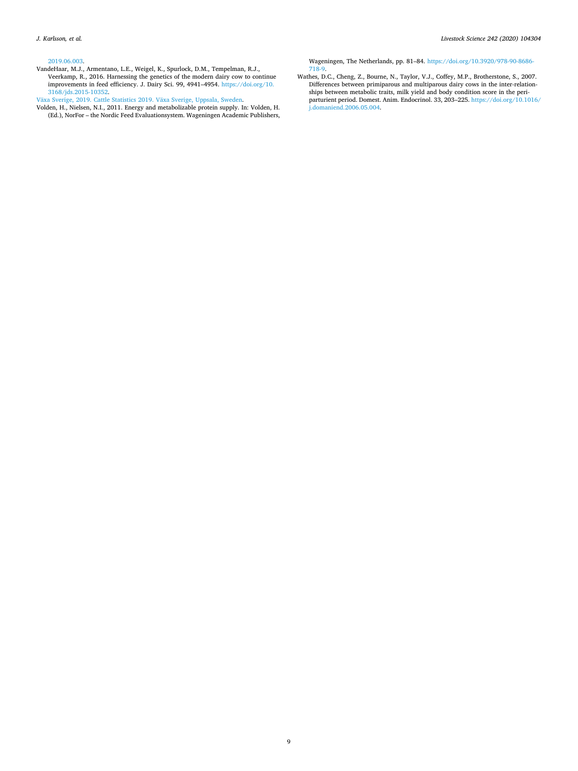2019.06.003.

VandeHaar, M.J., Armentano, L.E., Weigel, K., Spurlock, D.M., Tempelman, R.J., Veerkamp, R., 2016. Harnessing the genetics of the modern dairy cow to continue improvements in feed efficiency. J. Dairy Sci. 99, 4941–4954. https://doi.org/10.3168/jds.2015-10352.

Växa Sverige, 2019. Cattle Statistics 2019. Växa Sverige, Uppsala, Sweden.

Volden, H., Nielsen, N.I., 2011. Energy and metabolizable protein supply. In: Volden, H. (Ed.), NorFor – the Nordic Feed Evaluationsystem. Wageningen Academic Publishers, Wageningen, The Netherlands, pp. 81–84. https://doi.org/10.3920/978-90-8686-718-9.

Wathes, D.C., Cheng, Z., Bourne, N., Taylor, V.J., Coffey, M.P., Brotherstone, S., 2007. Differences between primiparous and multiparous dairy cows in the inter-relationships between metabolic traits, milk yield and body condition score in the periparturient period. Domest. Anim. Endocrinol. 33, 203–225. https://doi.org/10.1016/j.domaniend.2006.05.004.